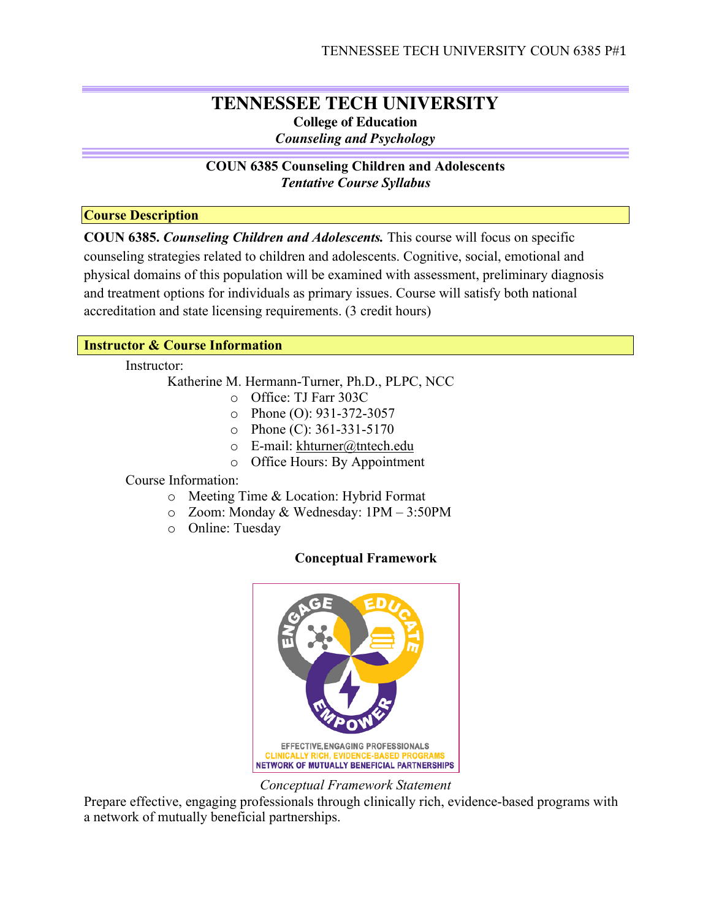# TENNESSEE TECH UNIVERSITY

**College of Education**

***Counseling and Psychology***

**COUN 6385 Counseling Children and Adolescents**

***Tentative Course Syllabus***

## Course Description

**COUN 6385. *Counseling Children and Adolescents.*** This course will focus on specific counseling strategies related to children and adolescents. Cognitive, social, emotional and physical domains of this population will be examined with assessment, preliminary diagnosis and treatment options for individuals as primary issues. Course will satisfy both national accreditation and state licensing requirements. (3 credit hours)

## Instructor & Course Information

Instructor:

Katherine M. Hermann-Turner, Ph.D., PLPC, NCC

- Office: TJ Farr 303C
- Phone (O): 931-372-3057
- Phone (C): 361-331-5170
- E-mail: khturner@tntech.edu
- Office Hours: By Appointment

Course Information:

- Meeting Time & Location: Hybrid Format
- Zoom: Monday & Wednesday: 1PM – 3:50PM
- Online: Tuesday

**Conceptual Framework**

ENGAGE EDUCATE EMPOWER

EFFECTIVE, ENGAGING PROFESSIONALS
CLINICALLY RICH, EVIDENCE-BASED PROGRAMS
NETWORK OF MUTUALLY BENEFICIAL PARTNERSHIPS

*Conceptual Framework Statement*

Prepare effective, engaging professionals through clinically rich, evidence-based programs with a network of mutually beneficial partnerships.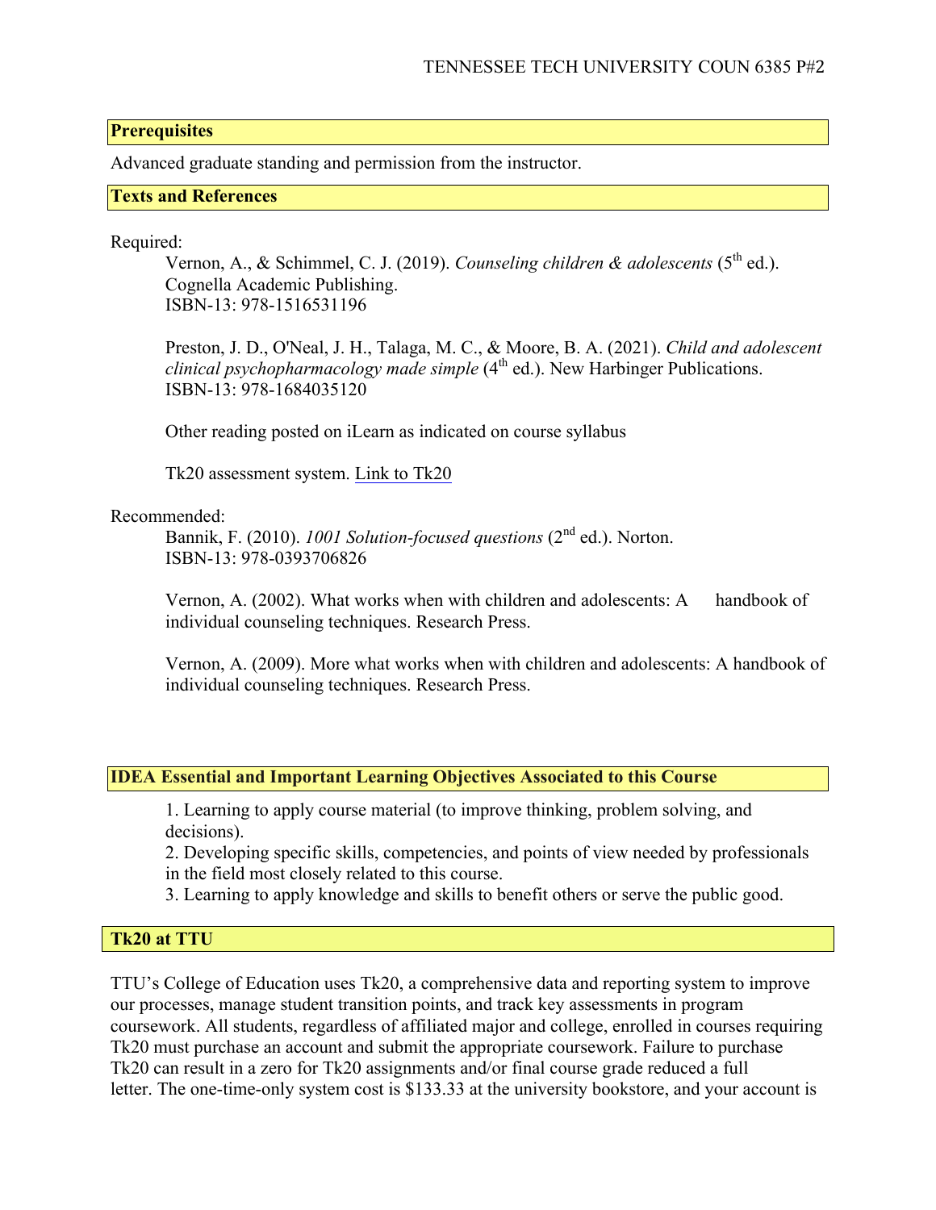## Prerequisites

Advanced graduate standing and permission from the instructor.

## Texts and References

Required:

Vernon, A., & Schimmel, C. J. (2019). *Counseling children & adolescents* (5th ed.). Cognella Academic Publishing.
ISBN-13: 978-1516531196

Preston, J. D., O'Neal, J. H., Talaga, M. C., & Moore, B. A. (2021). *Child and adolescent clinical psychopharmacology made simple* (4th ed.). New Harbinger Publications.
ISBN-13: 978-1684035120

Other reading posted on iLearn as indicated on course syllabus

Tk20 assessment system. [Link to Tk20]

Recommended:

Bannik, F. (2010). *1001 Solution-focused questions* (2nd ed.). Norton.
ISBN-13: 978-0393706826

Vernon, A. (2002). What works when with children and adolescents: A handbook of individual counseling techniques. Research Press.

Vernon, A. (2009). More what works when with children and adolescents: A handbook of individual counseling techniques. Research Press.

## IDEA Essential and Important Learning Objectives Associated to this Course

1. Learning to apply course material (to improve thinking, problem solving, and decisions).
2. Developing specific skills, competencies, and points of view needed by professionals in the field most closely related to this course.
3. Learning to apply knowledge and skills to benefit others or serve the public good.

## Tk20 at TTU

TTU's College of Education uses Tk20, a comprehensive data and reporting system to improve our processes, manage student transition points, and track key assessments in program coursework. All students, regardless of affiliated major and college, enrolled in courses requiring Tk20 must purchase an account and submit the appropriate coursework. Failure to purchase Tk20 can result in a zero for Tk20 assignments and/or final course grade reduced a full letter. The one-time-only system cost is $133.33 at the university bookstore, and your account is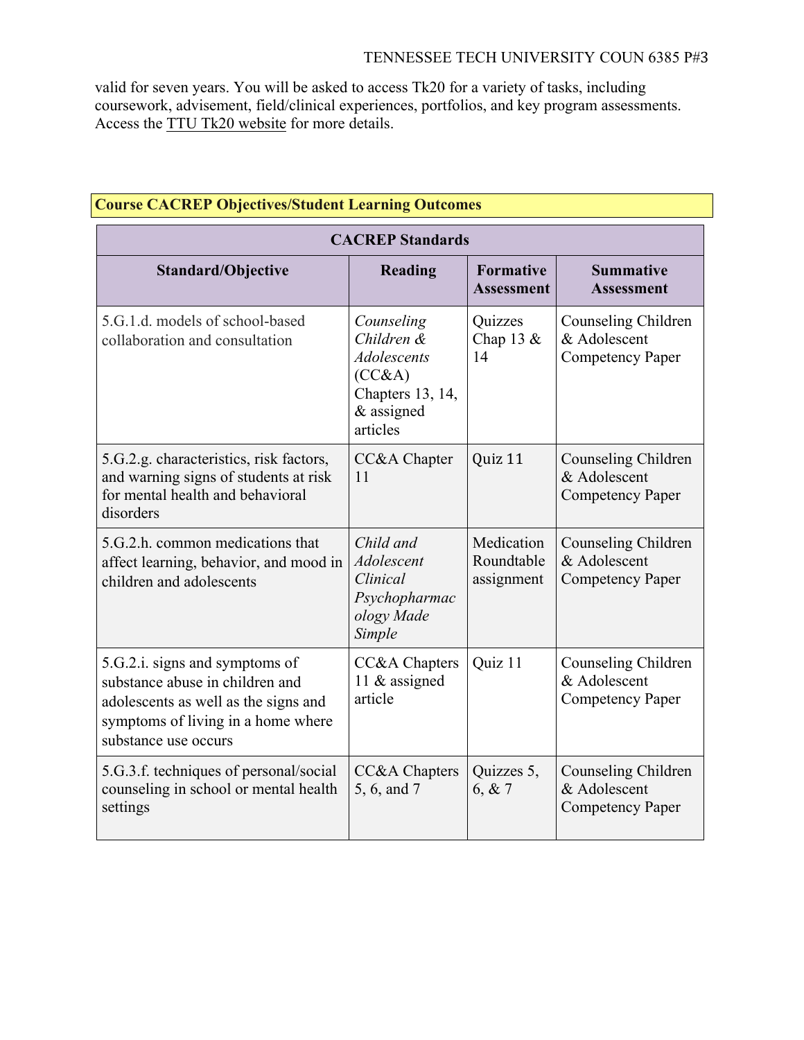valid for seven years. You will be asked to access Tk20 for a variety of tasks, including coursework, advisement, field/clinical experiences, portfolios, and key program assessments. Access the TTU Tk20 website for more details.

**Course CACREP Objectives/Student Learning Outcomes**

| CACREP Standards | | | |
|---|---|---|---|
| **Standard/Objective** | **Reading** | **Formative Assessment** | **Summative Assessment** |
| 5.G.1.d. models of school-based collaboration and consultation | *Counseling Children & Adolescents* (CC&A) Chapters 13, 14, & assigned articles | Quizzes Chap 13 & 14 | Counseling Children & Adolescent Competency Paper |
| 5.G.2.g. characteristics, risk factors, and warning signs of students at risk for mental health and behavioral disorders | CC&A Chapter 11 | Quiz 11 | Counseling Children & Adolescent Competency Paper |
| 5.G.2.h. common medications that affect learning, behavior, and mood in children and adolescents | *Child and Adolescent Clinical Psychopharmacology Made Simple* | Medication Roundtable assignment | Counseling Children & Adolescent Competency Paper |
| 5.G.2.i. signs and symptoms of substance abuse in children and adolescents as well as the signs and symptoms of living in a home where substance use occurs | CC&A Chapters 11 & assigned article | Quiz 11 | Counseling Children & Adolescent Competency Paper |
| 5.G.3.f. techniques of personal/social counseling in school or mental health settings | CC&A Chapters 5, 6, and 7 | Quizzes 5, 6, & 7 | Counseling Children & Adolescent Competency Paper |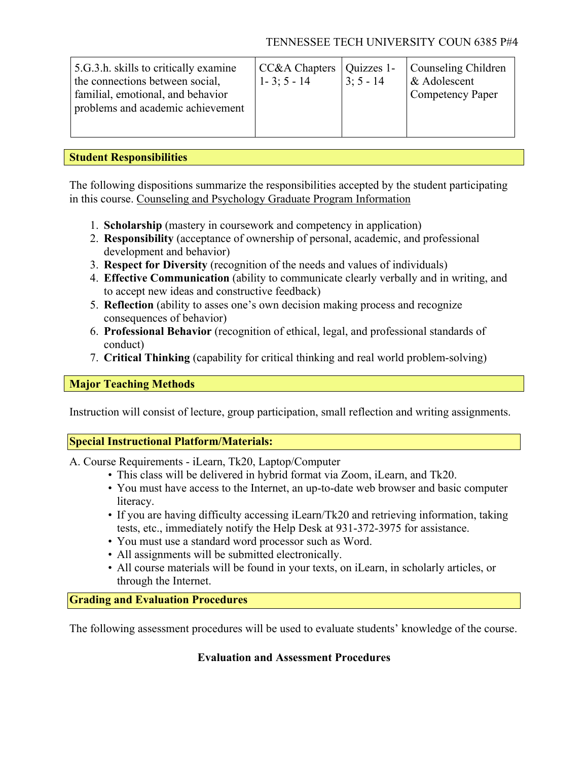| | | | |
|---|---|---|---|
| 5.G.3.h. skills to critically examine the connections between social, familial, emotional, and behavior problems and academic achievement | CC&A Chapters 1- 3; 5 - 14 | Quizzes 1-3; 5 - 14 | Counseling Children & Adolescent Competency Paper |

## Student Responsibilities

The following dispositions summarize the responsibilities accepted by the student participating in this course. Counseling and Psychology Graduate Program Information

1. **Scholarship** (mastery in coursework and competency in application)
2. **Responsibility** (acceptance of ownership of personal, academic, and professional development and behavior)
3. **Respect for Diversity** (recognition of the needs and values of individuals)
4. **Effective Communication** (ability to communicate clearly verbally and in writing, and to accept new ideas and constructive feedback)
5. **Reflection** (ability to asses one's own decision making process and recognize consequences of behavior)
6. **Professional Behavior** (recognition of ethical, legal, and professional standards of conduct)
7. **Critical Thinking** (capability for critical thinking and real world problem-solving)

## Major Teaching Methods

Instruction will consist of lecture, group participation, small reflection and writing assignments.

## Special Instructional Platform/Materials:

A. Course Requirements - iLearn, Tk20, Laptop/Computer

- This class will be delivered in hybrid format via Zoom, iLearn, and Tk20.
- You must have access to the Internet, an up-to-date web browser and basic computer literacy.
- If you are having difficulty accessing iLearn/Tk20 and retrieving information, taking tests, etc., immediately notify the Help Desk at 931-372-3975 for assistance.
- You must use a standard word processor such as Word.
- All assignments will be submitted electronically.
- All course materials will be found in your texts, on iLearn, in scholarly articles, or through the Internet.

## Grading and Evaluation Procedures

The following assessment procedures will be used to evaluate students' knowledge of the course.

### Evaluation and Assessment Procedures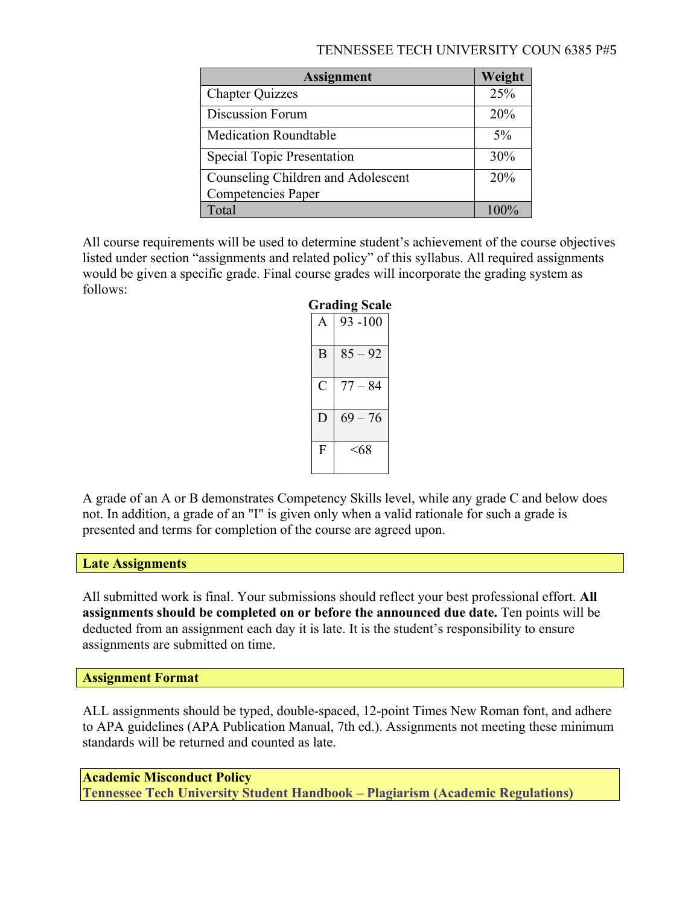| Assignment | Weight |
|---|---|
| Chapter Quizzes | 25% |
| Discussion Forum | 20% |
| Medication Roundtable | 5% |
| Special Topic Presentation | 30% |
| Counseling Children and Adolescent Competencies Paper | 20% |
| Total | 100% |

All course requirements will be used to determine student's achievement of the course objectives listed under section "assignments and related policy" of this syllabus. All required assignments would be given a specific grade. Final course grades will incorporate the grading system as follows:

**Grading Scale**

| | |
|---|---|
| A | 93 -100 |
| B | 85 – 92 |
| C | 77 – 84 |
| D | 69 – 76 |
| F | <68 |

A grade of an A or B demonstrates Competency Skills level, while any grade C and below does not. In addition, a grade of an "I" is given only when a valid rationale for such a grade is presented and terms for completion of the course are agreed upon.

## Late Assignments

All submitted work is final. Your submissions should reflect your best professional effort. **All assignments should be completed on or before the announced due date.** Ten points will be deducted from an assignment each day it is late. It is the student's responsibility to ensure assignments are submitted on time.

## Assignment Format

ALL assignments should be typed, double-spaced, 12-point Times New Roman font, and adhere to APA guidelines (APA Publication Manual, 7th ed.). Assignments not meeting these minimum standards will be returned and counted as late.

## Academic Misconduct Policy

**Tennessee Tech University Student Handbook – Plagiarism (Academic Regulations)**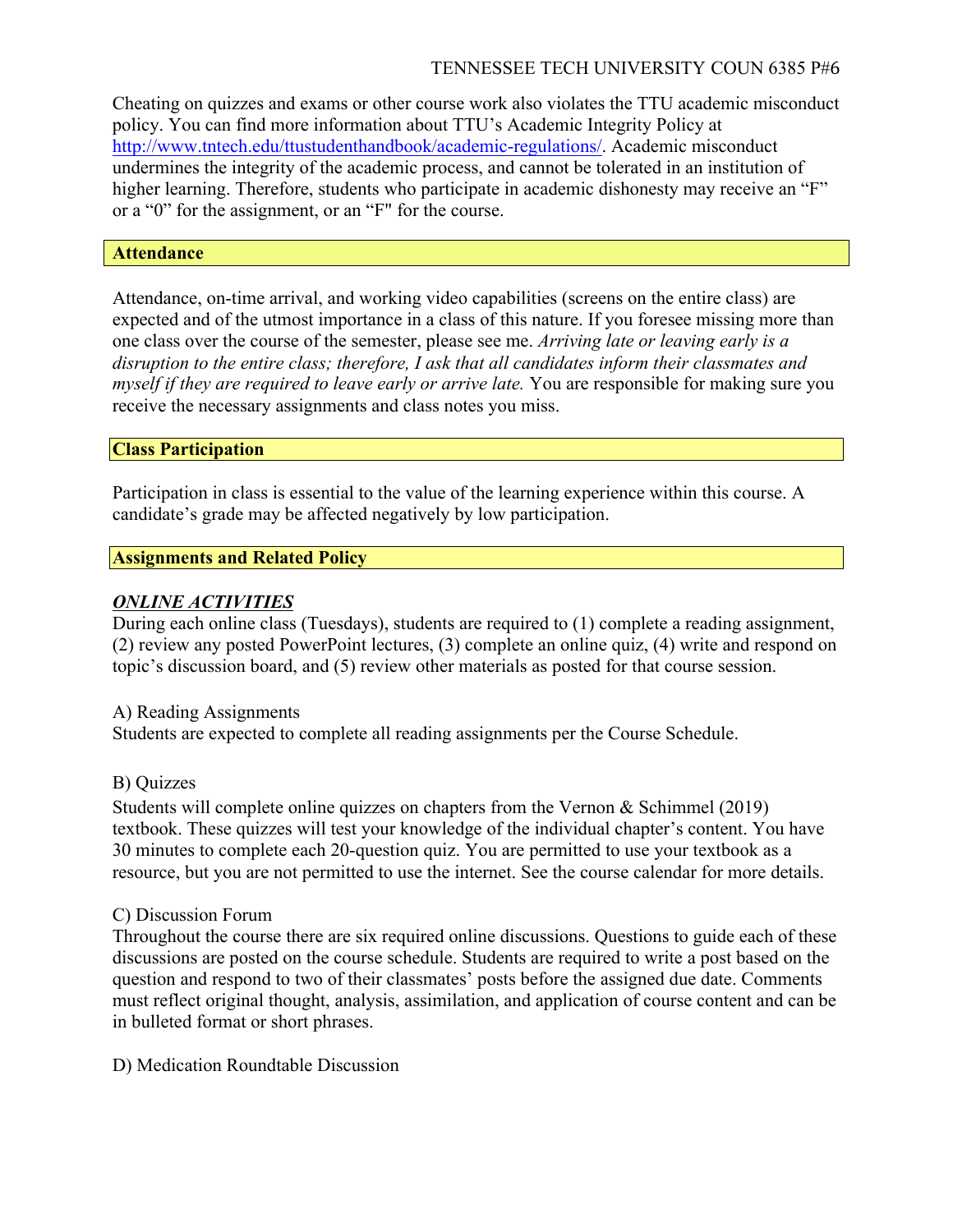Cheating on quizzes and exams or other course work also violates the TTU academic misconduct policy. You can find more information about TTU's Academic Integrity Policy at http://www.tntech.edu/ttustudenthandbook/academic-regulations/. Academic misconduct undermines the integrity of the academic process, and cannot be tolerated in an institution of higher learning. Therefore, students who participate in academic dishonesty may receive an "F" or a "0" for the assignment, or an "F" for the course.

## Attendance

Attendance, on-time arrival, and working video capabilities (screens on the entire class) are expected and of the utmost importance in a class of this nature. If you foresee missing more than one class over the course of the semester, please see me. *Arriving late or leaving early is a disruption to the entire class; therefore, I ask that all candidates inform their classmates and myself if they are required to leave early or arrive late.* You are responsible for making sure you receive the necessary assignments and class notes you miss.

## Class Participation

Participation in class is essential to the value of the learning experience within this course. A candidate's grade may be affected negatively by low participation.

## Assignments and Related Policy

***ONLINE ACTIVITIES***

During each online class (Tuesdays), students are required to (1) complete a reading assignment, (2) review any posted PowerPoint lectures, (3) complete an online quiz, (4) write and respond on topic's discussion board, and (5) review other materials as posted for that course session.

A) Reading Assignments

Students are expected to complete all reading assignments per the Course Schedule.

B) Quizzes

Students will complete online quizzes on chapters from the Vernon & Schimmel (2019) textbook. These quizzes will test your knowledge of the individual chapter's content. You have 30 minutes to complete each 20-question quiz. You are permitted to use your textbook as a resource, but you are not permitted to use the internet. See the course calendar for more details.

C) Discussion Forum

Throughout the course there are six required online discussions. Questions to guide each of these discussions are posted on the course schedule. Students are required to write a post based on the question and respond to two of their classmates' posts before the assigned due date. Comments must reflect original thought, analysis, assimilation, and application of course content and can be in bulleted format or short phrases.

D) Medication Roundtable Discussion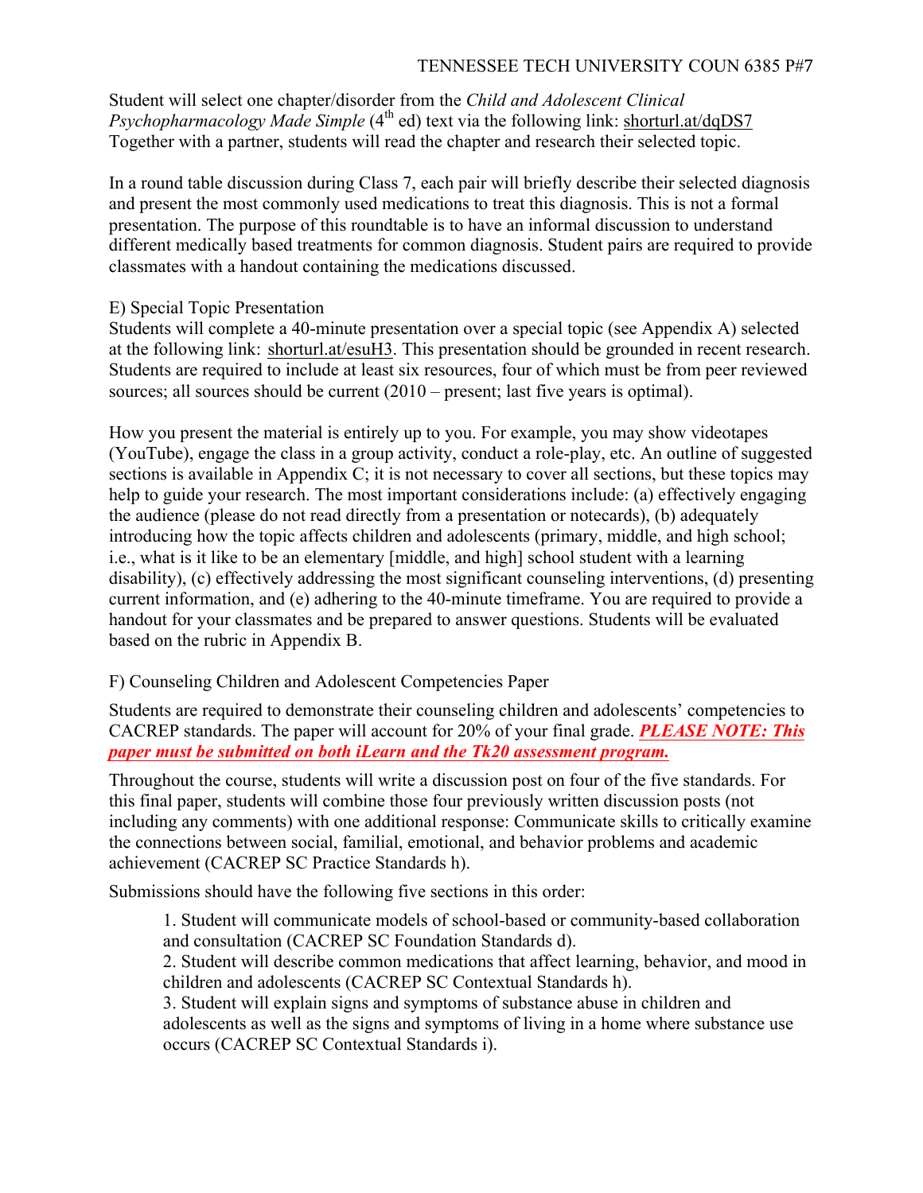Student will select one chapter/disorder from the *Child and Adolescent Clinical Psychopharmacology Made Simple* (4th ed) text via the following link: shorturl.at/dqDS7 Together with a partner, students will read the chapter and research their selected topic.

In a round table discussion during Class 7, each pair will briefly describe their selected diagnosis and present the most commonly used medications to treat this diagnosis. This is not a formal presentation. The purpose of this roundtable is to have an informal discussion to understand different medically based treatments for common diagnosis. Student pairs are required to provide classmates with a handout containing the medications discussed.

E) Special Topic Presentation

Students will complete a 40-minute presentation over a special topic (see Appendix A) selected at the following link: shorturl.at/esuH3. This presentation should be grounded in recent research. Students are required to include at least six resources, four of which must be from peer reviewed sources; all sources should be current (2010 – present; last five years is optimal).

How you present the material is entirely up to you. For example, you may show videotapes (YouTube), engage the class in a group activity, conduct a role-play, etc. An outline of suggested sections is available in Appendix C; it is not necessary to cover all sections, but these topics may help to guide your research. The most important considerations include: (a) effectively engaging the audience (please do not read directly from a presentation or notecards), (b) adequately introducing how the topic affects children and adolescents (primary, middle, and high school; i.e., what is it like to be an elementary [middle, and high] school student with a learning disability), (c) effectively addressing the most significant counseling interventions, (d) presenting current information, and (e) adhering to the 40-minute timeframe. You are required to provide a handout for your classmates and be prepared to answer questions. Students will be evaluated based on the rubric in Appendix B.

F) Counseling Children and Adolescent Competencies Paper

Students are required to demonstrate their counseling children and adolescents' competencies to CACREP standards. The paper will account for 20% of your final grade. ***PLEASE NOTE: This paper must be submitted on both iLearn and the Tk20 assessment program.***

Throughout the course, students will write a discussion post on four of the five standards. For this final paper, students will combine those four previously written discussion posts (not including any comments) with one additional response: Communicate skills to critically examine the connections between social, familial, emotional, and behavior problems and academic achievement (CACREP SC Practice Standards h).

Submissions should have the following five sections in this order:

1. Student will communicate models of school-based or community-based collaboration and consultation (CACREP SC Foundation Standards d).
2. Student will describe common medications that affect learning, behavior, and mood in children and adolescents (CACREP SC Contextual Standards h).
3. Student will explain signs and symptoms of substance abuse in children and adolescents as well as the signs and symptoms of living in a home where substance use occurs (CACREP SC Contextual Standards i).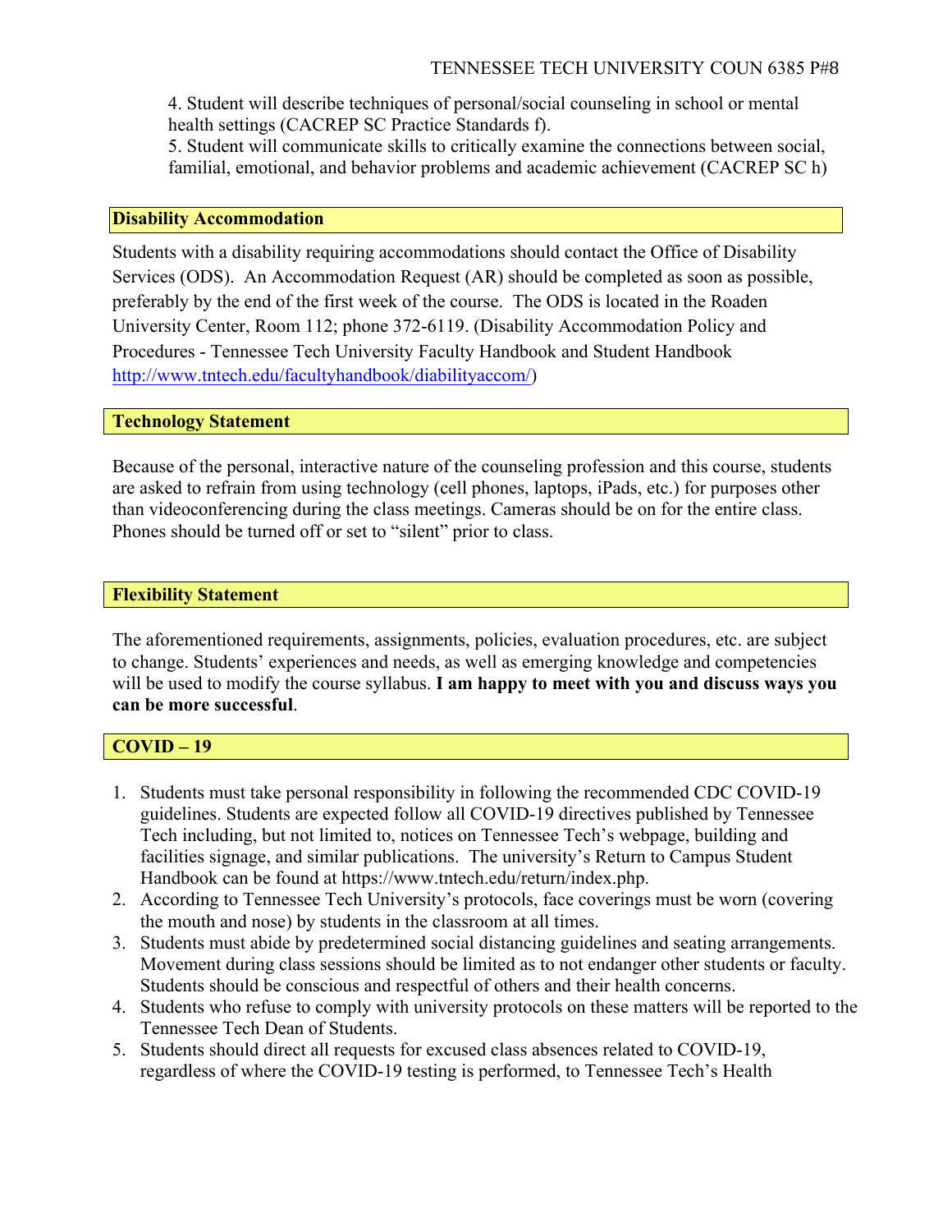4. Student will describe techniques of personal/social counseling in school or mental health settings (CACREP SC Practice Standards f).
5. Student will communicate skills to critically examine the connections between social, familial, emotional, and behavior problems and academic achievement (CACREP SC h)

## Disability Accommodation

Students with a disability requiring accommodations should contact the Office of Disability Services (ODS). An Accommodation Request (AR) should be completed as soon as possible, preferably by the end of the first week of the course. The ODS is located in the Roaden University Center, Room 112; phone 372-6119. (Disability Accommodation Policy and Procedures - Tennessee Tech University Faculty Handbook and Student Handbook http://www.tntech.edu/facultyhandbook/diabilityaccom/)

## Technology Statement

Because of the personal, interactive nature of the counseling profession and this course, students are asked to refrain from using technology (cell phones, laptops, iPads, etc.) for purposes other than videoconferencing during the class meetings. Cameras should be on for the entire class. Phones should be turned off or set to "silent" prior to class.

## Flexibility Statement

The aforementioned requirements, assignments, policies, evaluation procedures, etc. are subject to change. Students' experiences and needs, as well as emerging knowledge and competencies will be used to modify the course syllabus. **I am happy to meet with you and discuss ways you can be more successful**.

## COVID – 19

1. Students must take personal responsibility in following the recommended CDC COVID-19 guidelines. Students are expected follow all COVID-19 directives published by Tennessee Tech including, but not limited to, notices on Tennessee Tech's webpage, building and facilities signage, and similar publications. The university's Return to Campus Student Handbook can be found at https://www.tntech.edu/return/index.php.
2. According to Tennessee Tech University's protocols, face coverings must be worn (covering the mouth and nose) by students in the classroom at all times.
3. Students must abide by predetermined social distancing guidelines and seating arrangements. Movement during class sessions should be limited as to not endanger other students or faculty. Students should be conscious and respectful of others and their health concerns.
4. Students who refuse to comply with university protocols on these matters will be reported to the Tennessee Tech Dean of Students.
5. Students should direct all requests for excused class absences related to COVID-19, regardless of where the COVID-19 testing is performed, to Tennessee Tech's Health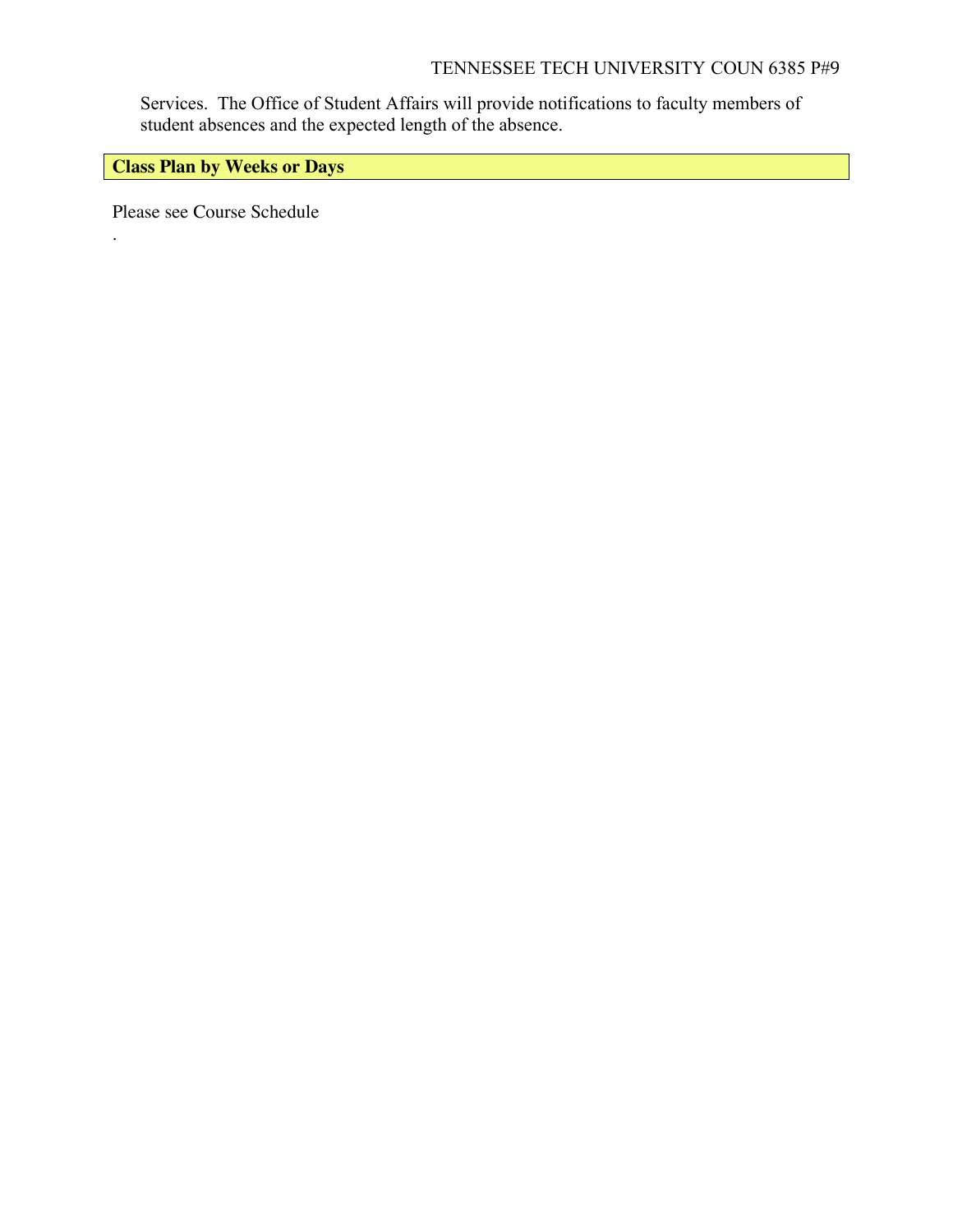Services. The Office of Student Affairs will provide notifications to faculty members of student absences and the expected length of the absence.

## Class Plan by Weeks or Days

Please see Course Schedule

.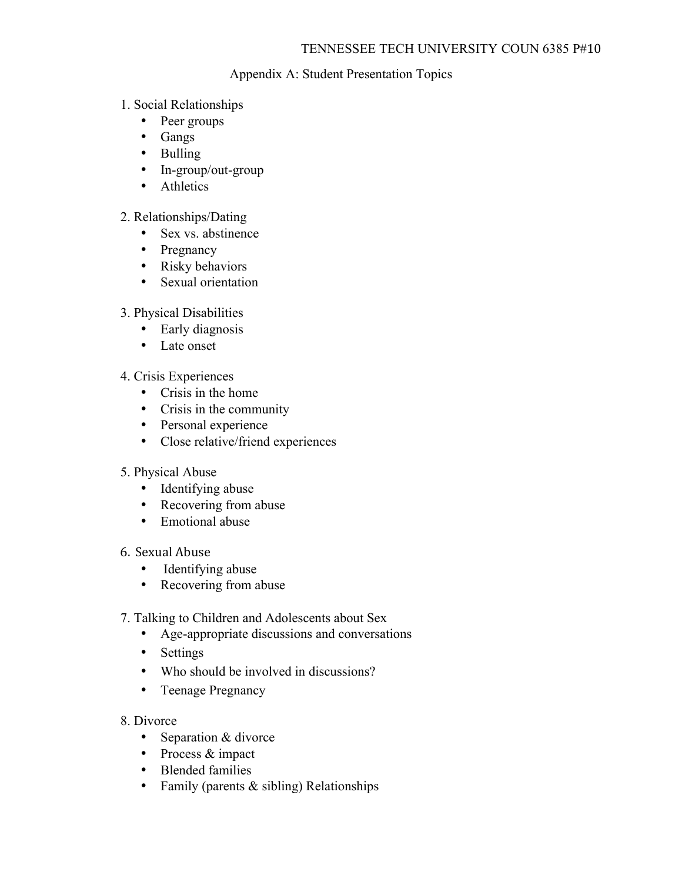## Appendix A: Student Presentation Topics

1. Social Relationships
    - Peer groups
    - Gangs
    - Bulling
    - In-group/out-group
    - Athletics

2. Relationships/Dating
    - Sex vs. abstinence
    - Pregnancy
    - Risky behaviors
    - Sexual orientation

3. Physical Disabilities
    - Early diagnosis
    - Late onset

4. Crisis Experiences
    - Crisis in the home
    - Crisis in the community
    - Personal experience
    - Close relative/friend experiences

5. Physical Abuse
    - Identifying abuse
    - Recovering from abuse
    - Emotional abuse

6. Sexual Abuse
    - Identifying abuse
    - Recovering from abuse

7. Talking to Children and Adolescents about Sex
    - Age-appropriate discussions and conversations
    - Settings
    - Who should be involved in discussions?
    - Teenage Pregnancy

8. Divorce
    - Separation & divorce
    - Process & impact
    - Blended families
    - Family (parents & sibling) Relationships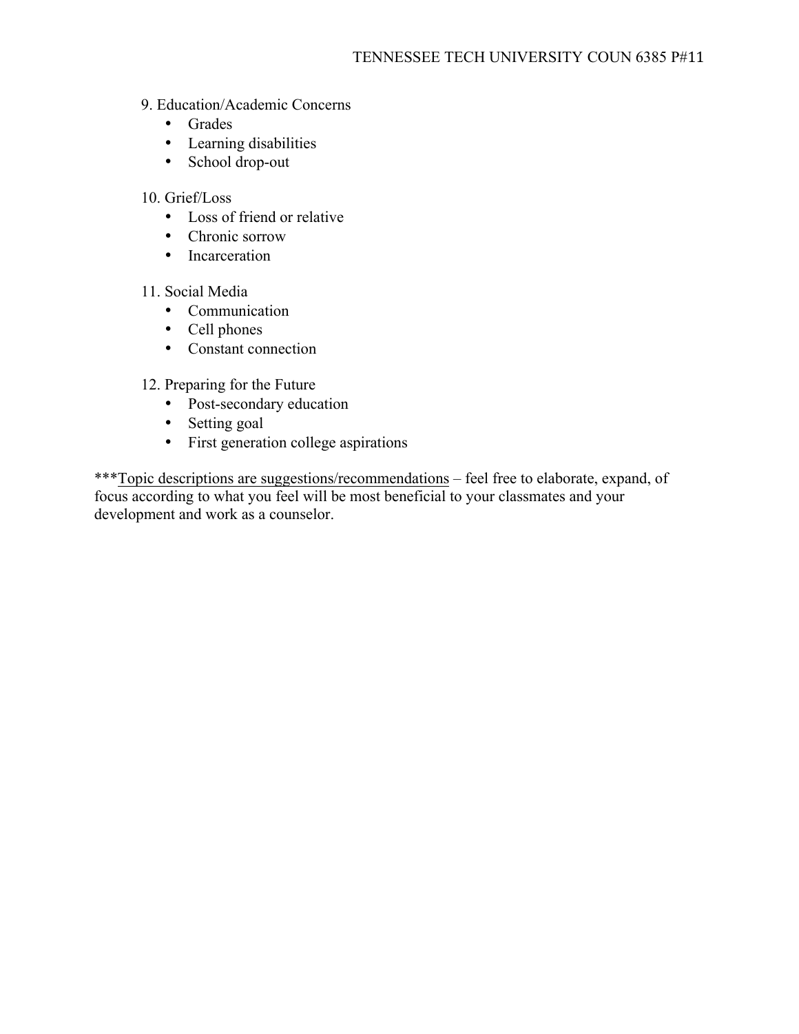9. Education/Academic Concerns
    - Grades
    - Learning disabilities
    - School drop-out

10. Grief/Loss
    - Loss of friend or relative
    - Chronic sorrow
    - Incarceration

11. Social Media
    - Communication
    - Cell phones
    - Constant connection

12. Preparing for the Future
    - Post-secondary education
    - Setting goal
    - First generation college aspirations

***<u>Topic descriptions are suggestions/recommendations</u> – feel free to elaborate, expand, of focus according to what you feel will be most beneficial to your classmates and your development and work as a counselor.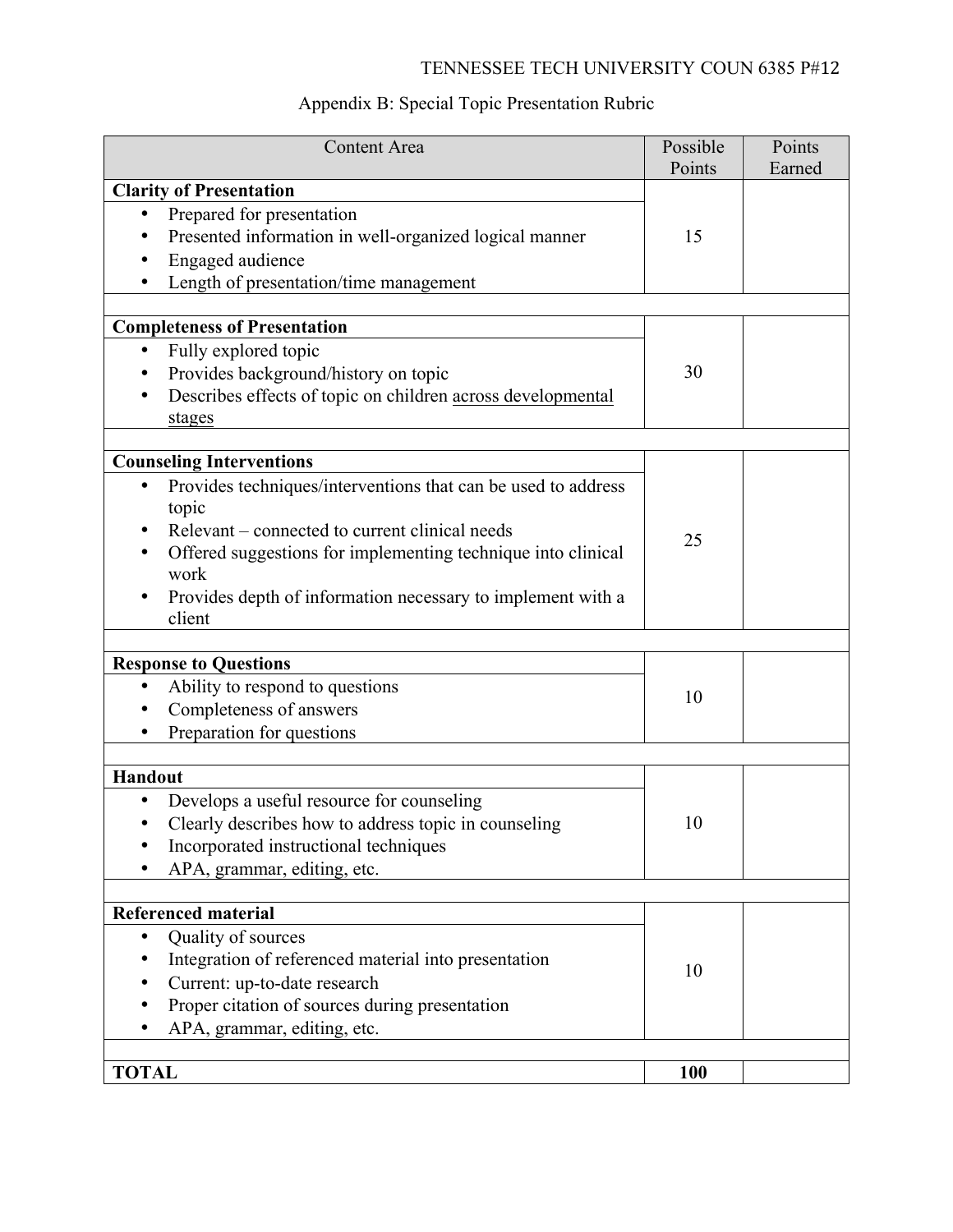## Appendix B: Special Topic Presentation Rubric

| Content Area | Possible Points | Points Earned |
|---|---|---|
| **Clarity of Presentation**<br>• Prepared for presentation<br>• Presented information in well-organized logical manner<br>• Engaged audience<br>• Length of presentation/time management | 15 | |
| **Completeness of Presentation**<br>• Fully explored topic<br>• Provides background/history on topic<br>• Describes effects of topic on children across developmental stages | 30 | |
| **Counseling Interventions**<br>• Provides techniques/interventions that can be used to address topic<br>• Relevant – connected to current clinical needs<br>• Offered suggestions for implementing technique into clinical work<br>• Provides depth of information necessary to implement with a client | 25 | |
| **Response to Questions**<br>• Ability to respond to questions<br>• Completeness of answers<br>• Preparation for questions | 10 | |
| **Handout**<br>• Develops a useful resource for counseling<br>• Clearly describes how to address topic in counseling<br>• Incorporated instructional techniques<br>• APA, grammar, editing, etc. | 10 | |
| **Referenced material**<br>• Quality of sources<br>• Integration of referenced material into presentation<br>• Current: up-to-date research<br>• Proper citation of sources during presentation<br>• APA, grammar, editing, etc. | 10 | |
| **TOTAL** | **100** | |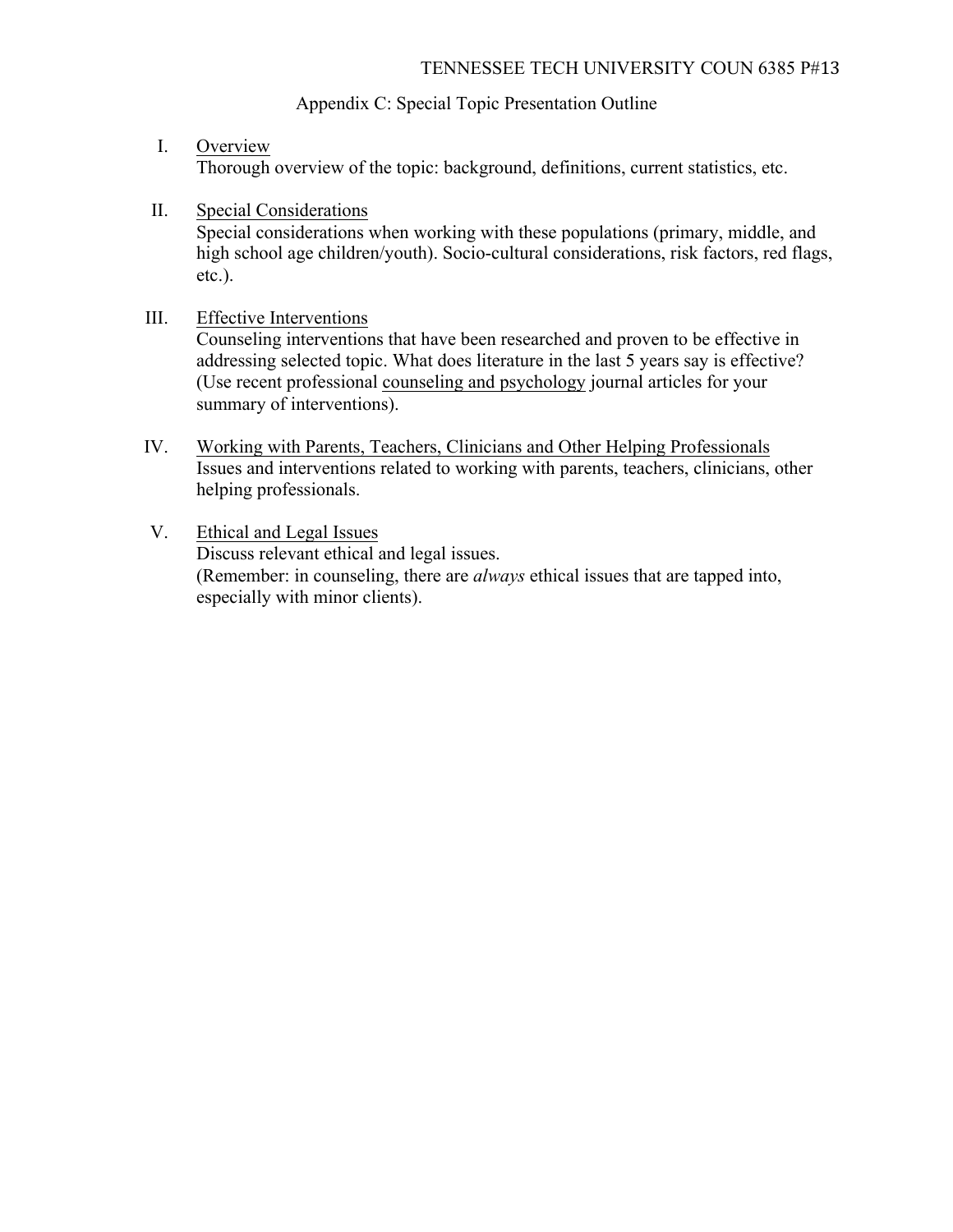# Appendix C: Special Topic Presentation Outline

I. Overview

Thorough overview of the topic: background, definitions, current statistics, etc.

II. Special Considerations

Special considerations when working with these populations (primary, middle, and high school age children/youth). Socio-cultural considerations, risk factors, red flags, etc.).

III. Effective Interventions

Counseling interventions that have been researched and proven to be effective in addressing selected topic. What does literature in the last 5 years say is effective? (Use recent professional counseling and psychology journal articles for your summary of interventions).

IV. Working with Parents, Teachers, Clinicians and Other Helping Professionals

Issues and interventions related to working with parents, teachers, clinicians, other helping professionals.

V. Ethical and Legal Issues

Discuss relevant ethical and legal issues.
(Remember: in counseling, there are *always* ethical issues that are tapped into, especially with minor clients).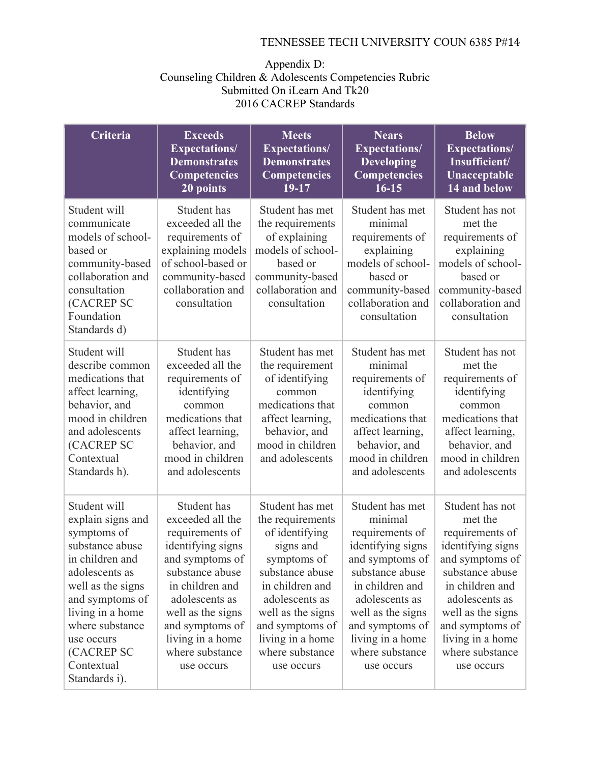Appendix D:
Counseling Children & Adolescents Competencies Rubric
Submitted On iLearn And Tk20
2016 CACREP Standards

| Criteria | Exceeds Expectations/ Demonstrates Competencies 20 points | Meets Expectations/ Demonstrates Competencies 19-17 | Nears Expectations/ Developing Competencies 16-15 | Below Expectations/ Insufficient/ Unacceptable 14 and below |
|---|---|---|---|---|
| Student will communicate models of school-based or community-based collaboration and consultation (CACREP SC Foundation Standards d) | Student has exceeded all the requirements of explaining models of school-based or community-based collaboration and consultation | Student has met the requirements of explaining models of school-based or community-based collaboration and consultation | Student has met minimal requirements of explaining models of school-based or community-based collaboration and consultation | Student has not met the requirements of explaining models of school-based or community-based collaboration and consultation |
| Student will describe common medications that affect learning, behavior, and mood in children and adolescents (CACREP SC Contextual Standards h). | Student has exceeded all the requirements of identifying common medications that affect learning, behavior, and mood in children and adolescents | Student has met the requirement of identifying common medications that affect learning, behavior, and mood in children and adolescents | Student has met minimal requirements of identifying common medications that affect learning, behavior, and mood in children and adolescents | Student has not met the requirements of identifying common medications that affect learning, behavior, and mood in children and adolescents |
| Student will explain signs and symptoms of substance abuse in children and adolescents as well as the signs and symptoms of living in a home where substance use occurs (CACREP SC Contextual Standards i). | Student has exceeded all the requirements of identifying signs and symptoms of substance abuse in children and adolescents as well as the signs and symptoms of living in a home where substance use occurs | Student has met the requirements of identifying signs and symptoms of substance abuse in children and adolescents as well as the signs and symptoms of living in a home where substance use occurs | Student has met minimal requirements of identifying signs and symptoms of substance abuse in children and adolescents as well as the signs and symptoms of living in a home where substance use occurs | Student has not met the requirements of identifying signs and symptoms of substance abuse in children and adolescents as well as the signs and symptoms of living in a home where substance use occurs |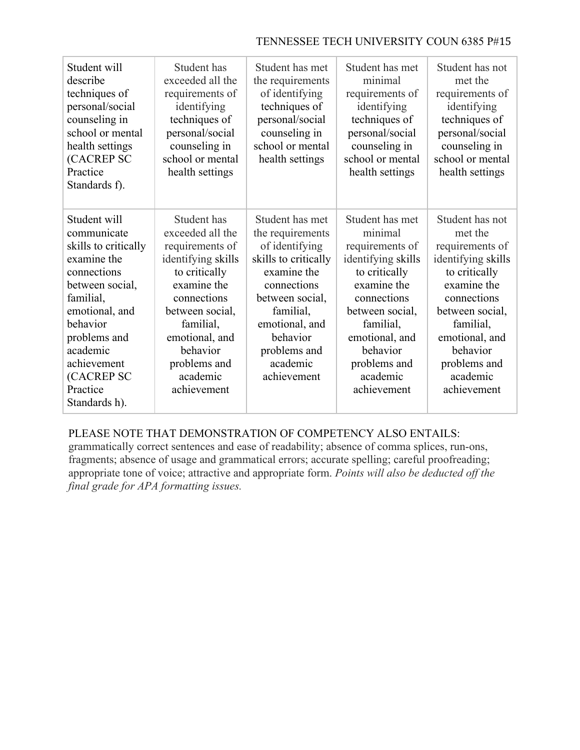| | | | | |
|---|---|---|---|---|
| Student will describe techniques of personal/social counseling in school or mental health settings (CACREP SC Practice Standards f). | Student has exceeded all the requirements of identifying techniques of personal/social counseling in school or mental health settings | Student has met the requirements of identifying techniques of personal/social counseling in school or mental health settings | Student has met minimal requirements of identifying techniques of personal/social counseling in school or mental health settings | Student has not met the requirements of identifying techniques of personal/social counseling in school or mental health settings |
| Student will communicate skills to critically examine the connections between social, familial, emotional, and behavior problems and academic achievement (CACREP SC Practice Standards h). | Student has exceeded all the requirements of identifying skills to critically examine the connections between social, familial, emotional, and behavior problems and academic achievement | Student has met the requirements of identifying skills to critically examine the connections between social, familial, emotional, and behavior problems and academic achievement | Student has met minimal requirements of identifying skills to critically examine the connections between social, familial, emotional, and behavior problems and academic achievement | Student has not met the requirements of identifying skills to critically examine the connections between social, familial, emotional, and behavior problems and academic achievement |

PLEASE NOTE THAT DEMONSTRATION OF COMPETENCY ALSO ENTAILS: grammatically correct sentences and ease of readability; absence of comma splices, run-ons, fragments; absence of usage and grammatical errors; accurate spelling; careful proofreading; appropriate tone of voice; attractive and appropriate form. *Points will also be deducted off the final grade for APA formatting issues.*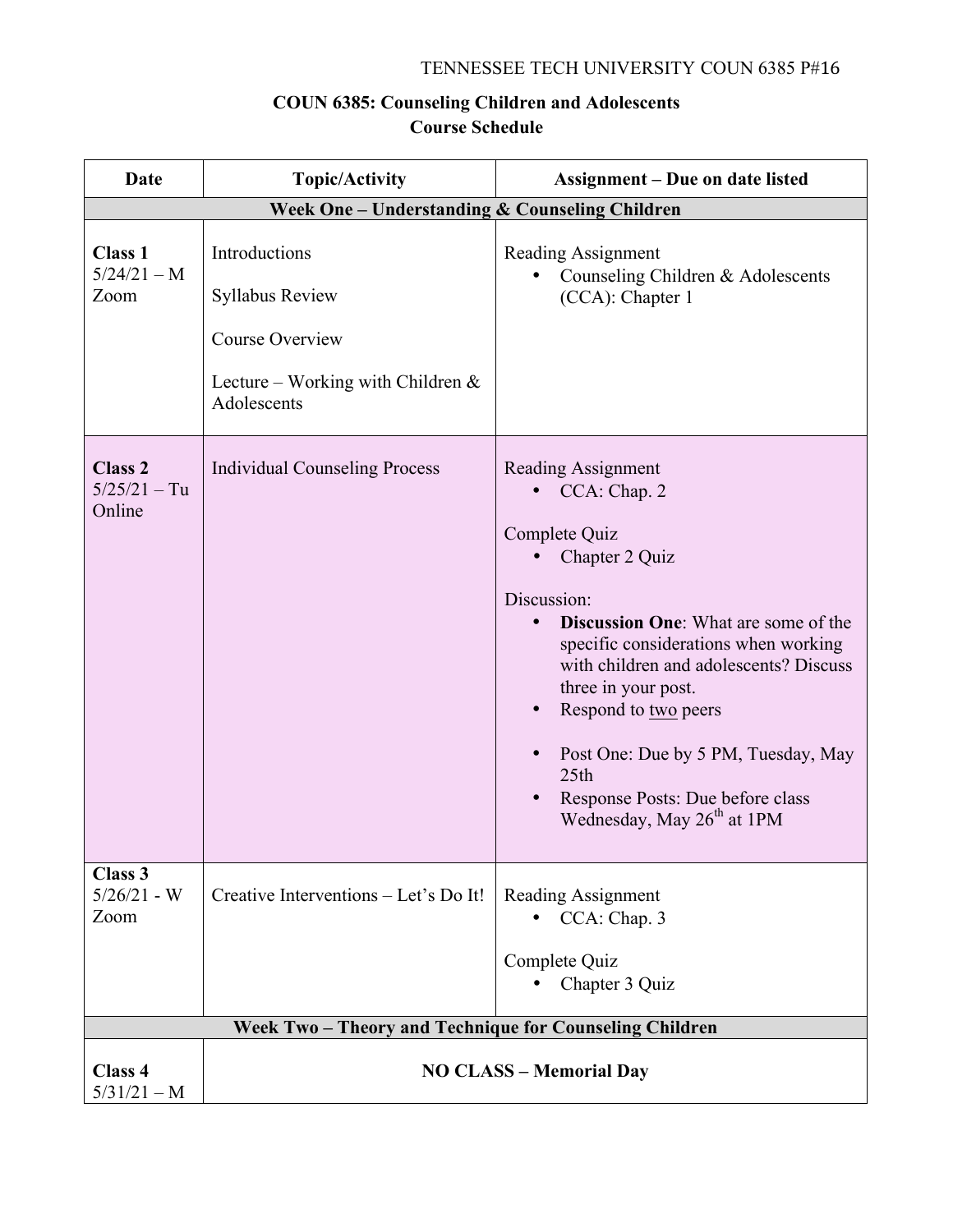## COUN 6385: Counseling Children and Adolescents
## Course Schedule

| Date | Topic/Activity | Assignment – Due on date listed |
|---|---|---|
| **Week One – Understanding & Counseling Children** | | |
| **Class 1** 5/24/21 – M Zoom | Introductions<br><br>Syllabus Review<br><br>Course Overview<br><br>Lecture – Working with Children & Adolescents | Reading Assignment<br>• Counseling Children & Adolescents (CCA): Chapter 1 |
| **Class 2** 5/25/21 – Tu Online | Individual Counseling Process | Reading Assignment<br>• CCA: Chap. 2<br><br>Complete Quiz<br>• Chapter 2 Quiz<br><br>Discussion:<br>• **Discussion One**: What are some of the specific considerations when working with children and adolescents? Discuss three in your post.<br>• Respond to two peers<br><br>• Post One: Due by 5 PM, Tuesday, May 25th<br>• Response Posts: Due before class Wednesday, May 26th at 1PM |
| **Class 3** 5/26/21 - W Zoom | Creative Interventions – Let's Do It! | Reading Assignment<br>• CCA: Chap. 3<br><br>Complete Quiz<br>• Chapter 3 Quiz |
| **Week Two – Theory and Technique for Counseling Children** | | |
| **Class 4** 5/31/21 – M | **NO CLASS – Memorial Day** | |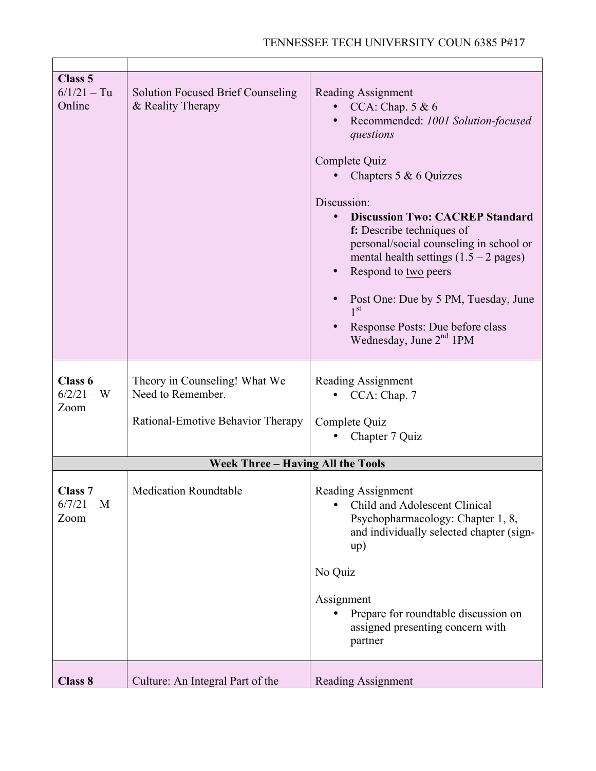| | | |
|---|---|---|
| **Class 5**<br>6/1/21 – Tu<br>Online | Solution Focused Brief Counseling & Reality Therapy | Reading Assignment<br>• CCA: Chap. 5 & 6<br>• Recommended: *1001 Solution-focused questions*<br><br>Complete Quiz<br>• Chapters 5 & 6 Quizzes<br><br>Discussion:<br>• **Discussion Two: CACREP Standard f:** Describe techniques of personal/social counseling in school or mental health settings (1.5 – 2 pages)<br>• Respond to <u>two</u> peers<br><br>• Post One: Due by 5 PM, Tuesday, June 1st<br>• Response Posts: Due before class Wednesday, June 2nd 1PM |
| **Class 6**<br>6/2/21 – W<br>Zoom | Theory in Counseling! What We Need to Remember.<br><br>Rational-Emotive Behavior Therapy | Reading Assignment<br>• CCA: Chap. 7<br><br>Complete Quiz<br>• Chapter 7 Quiz |
| **Week Three – Having All the Tools** | | |
| **Class 7**<br>6/7/21 – M<br>Zoom | Medication Roundtable | Reading Assignment<br>• Child and Adolescent Clinical Psychopharmacology: Chapter 1, 8, and individually selected chapter (sign-up)<br><br>No Quiz<br><br>Assignment<br>• Prepare for roundtable discussion on assigned presenting concern with partner |
| **Class 8** | Culture: An Integral Part of the | Reading Assignment |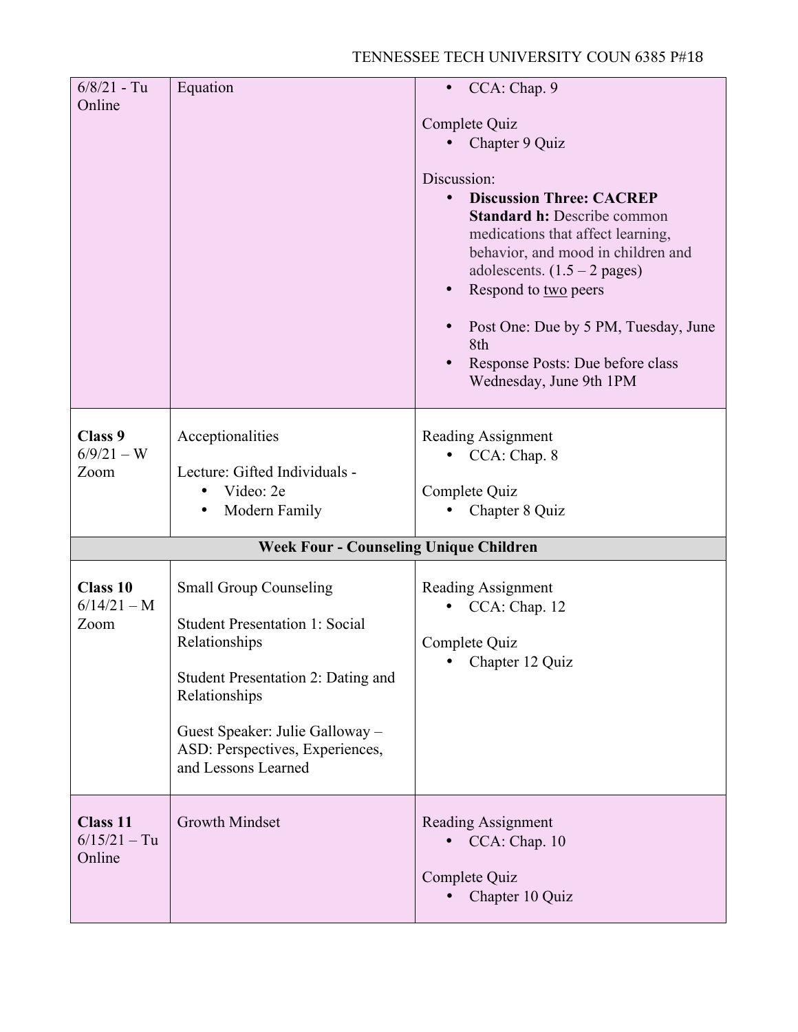| | | |
|---|---|---|
| 6/8/21 - Tu<br>Online | Equation | • CCA: Chap. 9<br><br>Complete Quiz<br>• Chapter 9 Quiz<br><br>Discussion:<br>• **Discussion Three: CACREP Standard h:** Describe common medications that affect learning, behavior, and mood in children and adolescents. (1.5 – 2 pages)<br>• Respond to two peers<br><br>• Post One: Due by 5 PM, Tuesday, June 8th<br>• Response Posts: Due before class Wednesday, June 9th 1PM |
| **Class 9**<br>6/9/21 – W<br>Zoom | Acceptionalities<br><br>Lecture: Gifted Individuals -<br>• Video: 2e<br>• Modern Family | Reading Assignment<br>• CCA: Chap. 8<br><br>Complete Quiz<br>• Chapter 8 Quiz |
| **Week Four - Counseling Unique Children** | | |
| **Class 10**<br>6/14/21 – M<br>Zoom | Small Group Counseling<br><br>Student Presentation 1: Social Relationships<br><br>Student Presentation 2: Dating and Relationships<br><br>Guest Speaker: Julie Galloway – ASD: Perspectives, Experiences, and Lessons Learned | Reading Assignment<br>• CCA: Chap. 12<br><br>Complete Quiz<br>• Chapter 12 Quiz |
| **Class 11**<br>6/15/21 – Tu<br>Online | Growth Mindset | Reading Assignment<br>• CCA: Chap. 10<br><br>Complete Quiz<br>• Chapter 10 Quiz |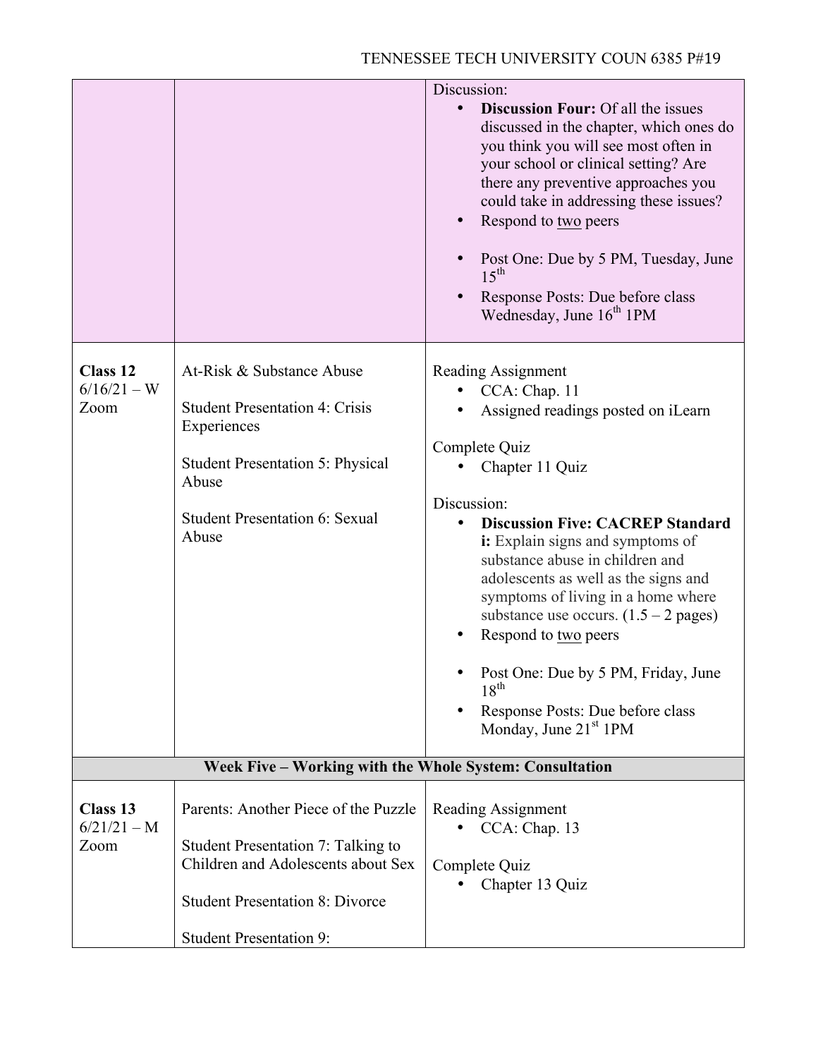| | | |
|---|---|---|
| | | Discussion:<br>• **Discussion Four:** Of all the issues discussed in the chapter, which ones do you think you will see most often in your school or clinical setting? Are there any preventive approaches you could take in addressing these issues?<br>• Respond to <u>two</u> peers<br><br>• Post One: Due by 5 PM, Tuesday, June 15th<br>• Response Posts: Due before class Wednesday, June 16th 1PM |
| **Class 12**<br>6/16/21 – W<br>Zoom | At-Risk & Substance Abuse<br><br>Student Presentation 4: Crisis Experiences<br><br>Student Presentation 5: Physical Abuse<br><br>Student Presentation 6: Sexual Abuse | Reading Assignment<br>• CCA: Chap. 11<br>• Assigned readings posted on iLearn<br><br>Complete Quiz<br>• Chapter 11 Quiz<br><br>Discussion:<br>• **Discussion Five: CACREP Standard i:** Explain signs and symptoms of substance abuse in children and adolescents as well as the signs and symptoms of living in a home where substance use occurs. (1.5 – 2 pages)<br>• Respond to <u>two</u> peers<br><br>• Post One: Due by 5 PM, Friday, June 18th<br>• Response Posts: Due before class Monday, June 21st 1PM |
| **Week Five – Working with the Whole System: Consultation** | | |
| **Class 13**<br>6/21/21 – M<br>Zoom | Parents: Another Piece of the Puzzle<br><br>Student Presentation 7: Talking to Children and Adolescents about Sex<br><br>Student Presentation 8: Divorce<br><br>Student Presentation 9: | Reading Assignment<br>• CCA: Chap. 13<br><br>Complete Quiz<br>• Chapter 13 Quiz |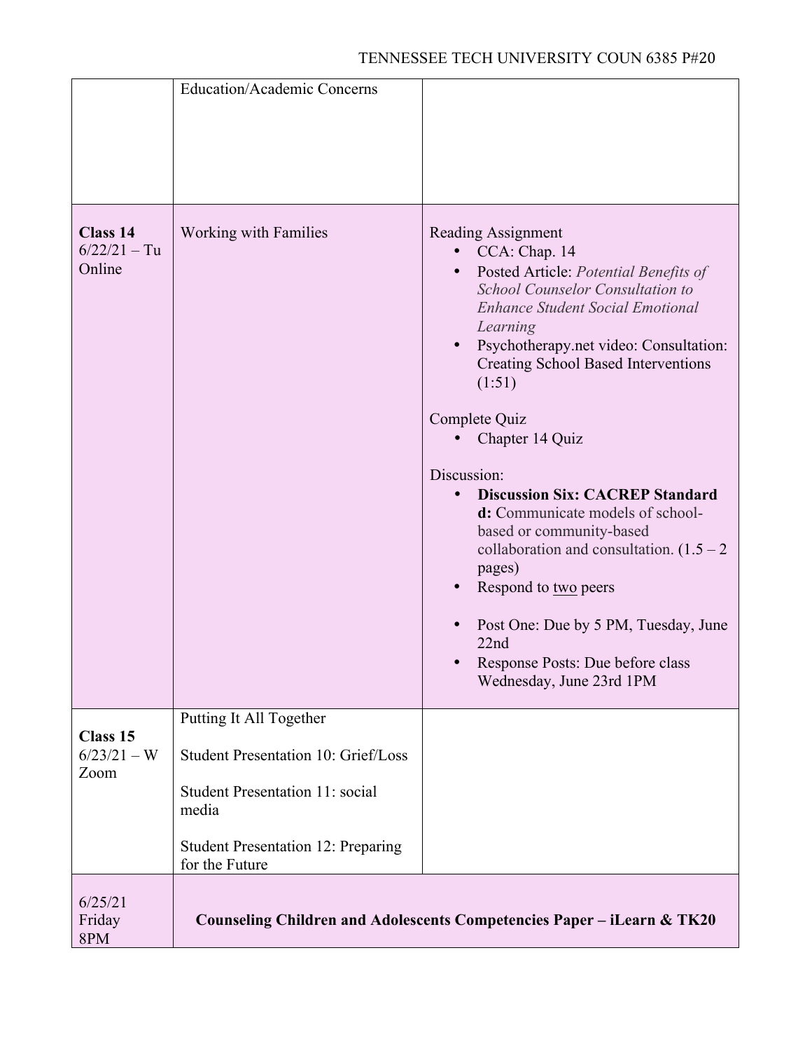| | | |
|---|---|---|
| | Education/Academic Concerns | |
| **Class 14** 6/22/21 – Tu Online | Working with Families | Reading Assignment<br>• CCA: Chap. 14<br>• Posted Article: *Potential Benefits of School Counselor Consultation to Enhance Student Social Emotional Learning*<br>• Psychotherapy.net video: Consultation: Creating School Based Interventions (1:51)<br><br>Complete Quiz<br>• Chapter 14 Quiz<br><br>Discussion:<br>• **Discussion Six: CACREP Standard d:** Communicate models of school-based or community-based collaboration and consultation. (1.5 – 2 pages)<br>• Respond to two peers<br><br>• Post One: Due by 5 PM, Tuesday, June 22nd<br>• Response Posts: Due before class Wednesday, June 23rd 1PM |
| **Class 15** 6/23/21 – W Zoom | Putting It All Together<br><br>Student Presentation 10: Grief/Loss<br><br>Student Presentation 11: social media<br><br>Student Presentation 12: Preparing for the Future | |
| 6/25/21 Friday 8PM | **Counseling Children and Adolescents Competencies Paper – iLearn & TK20** | |